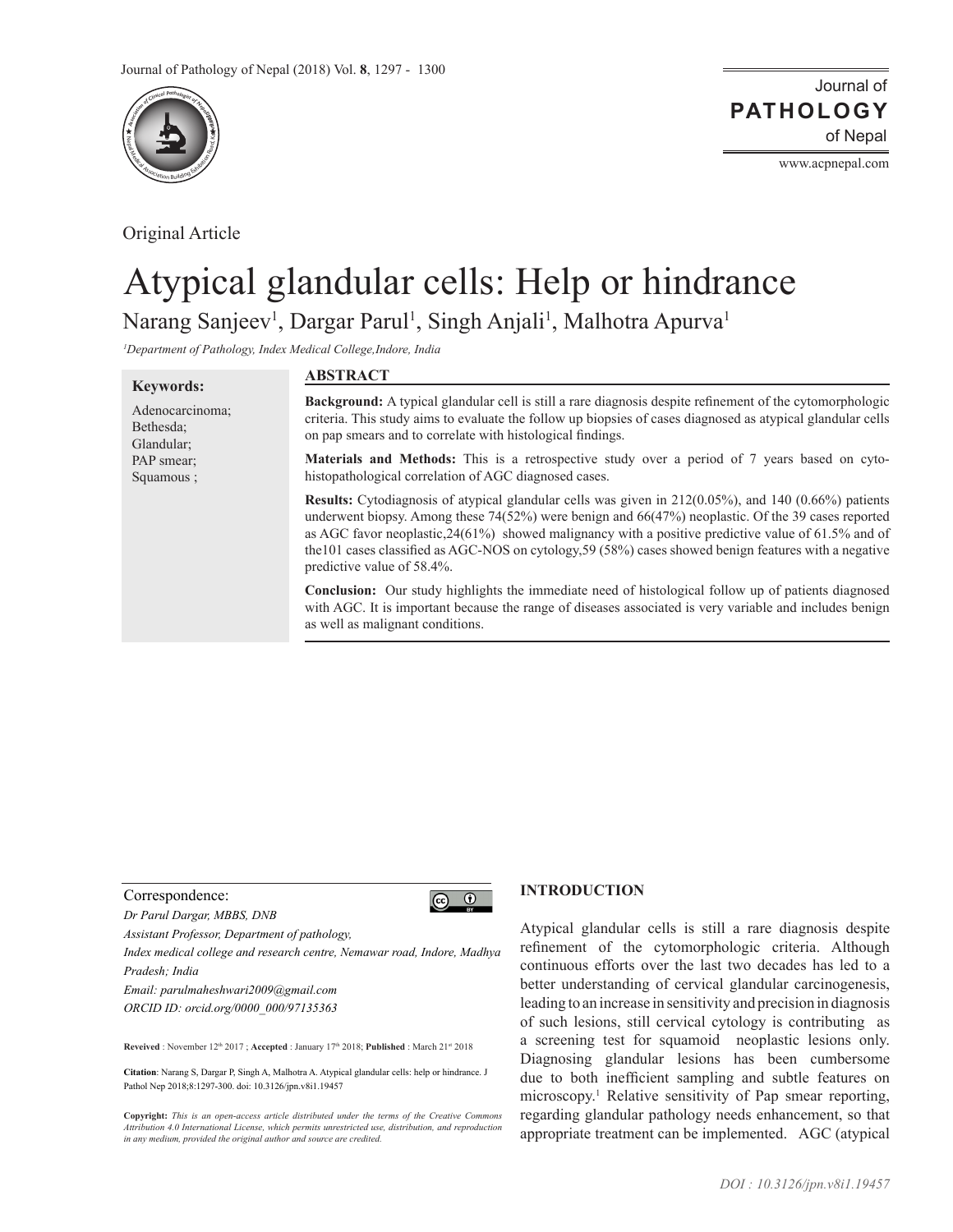Original Article

# Atypical glandular cells: Help or hindrance

Narang Sanjeev[1], Dargar Parul[1], Singh Anjali[1], Malhotra Apurva[1]

[1]Department of Pathology, Index Medical College,Indore, India

**Keywords:**

Adenocarcinoma;
Bethesda;
Glandular;
PAP smear;
Squamous ;

## ABSTRACT

**Background:** A typical glandular cell is still a rare diagnosis despite refinement of the cytomorphologic criteria. This study aims to evaluate the follow up biopsies of cases diagnosed as atypical glandular cells on pap smears and to correlate with histological findings.

**Materials and Methods:** This is a retrospective study over a period of 7 years based on cyto-histopathological correlation of AGC diagnosed cases.

**Results:** Cytodiagnosis of atypical glandular cells was given in 212(0.05%), and 140 (0.66%) patients underwent biopsy. Among these 74(52%) were benign and 66(47%) neoplastic. Of the 39 cases reported as AGC favor neoplastic,24(61%) showed malignancy with a positive predictive value of 61.5% and of the101 cases classified as AGC-NOS on cytology,59 (58%) cases showed benign features with a negative predictive value of 58.4%.

**Conclusion:** Our study highlights the immediate need of histological follow up of patients diagnosed with AGC. It is important because the range of diseases associated is very variable and includes benign as well as malignant conditions.

Correspondence:

*Dr Parul Dargar, MBBS, DNB*
*Assistant Professor, Department of pathology,*
*Index medical college and research centre, Nemawar road, Indore, Madhya Pradesh; India*
*Email: parulmaheshwari2009@gmail.com*
*ORCID ID: orcid.org/0000_000/97135363*

**Reveived** : November 12th 2017 ; **Accepted** : January 17th 2018; **Published** : March 21st 2018

**Citation**: Narang S, Dargar P, Singh A, Malhotra A. Atypical glandular cells: help or hindrance. J Pathol Nep 2018;8:1297-300. doi: 10.3126/jpn.v8i1.19457

**Copyright:** *This is an open-access article distributed under the terms of the Creative Commons Attribution 4.0 International License, which permits unrestricted use, distribution, and reproduction in any medium, provided the original author and source are credited.*

## INTRODUCTION

Atypical glandular cells is still a rare diagnosis despite refinement of the cytomorphologic criteria. Although continuous efforts over the last two decades has led to a better understanding of cervical glandular carcinogenesis, leading to an increase in sensitivity and precision in diagnosis of such lesions, still cervical cytology is contributing as a screening test for squamoid neoplastic lesions only. Diagnosing glandular lesions has been cumbersome due to both inefficient sampling and subtle features on microscopy.[1] Relative sensitivity of Pap smear reporting, regarding glandular pathology needs enhancement, so that appropriate treatment can be implemented. AGC (atypical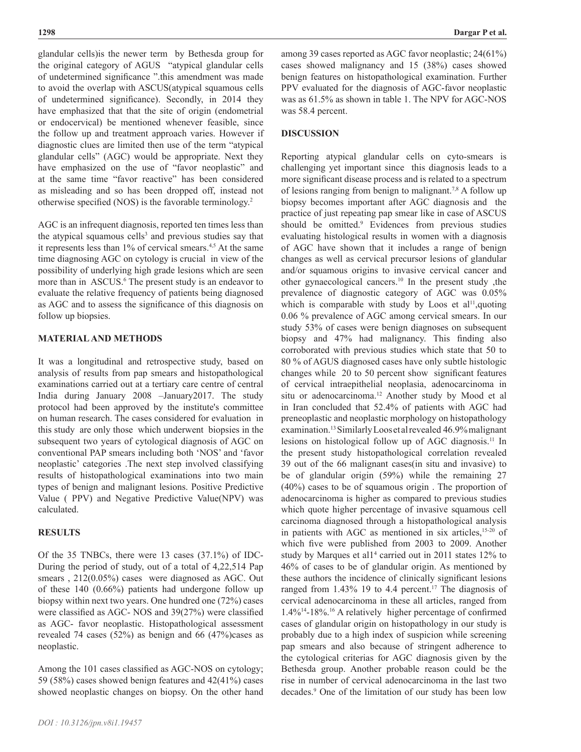glandular cells)is the newer term by Bethesda group for the original category of AGUS "atypical glandular cells of undetermined significance ".this amendment was made to avoid the overlap with ASCUS(atypical squamous cells of undetermined significance). Secondly, in 2014 they have emphasized that that the site of origin (endometrial or endocervical) be mentioned whenever feasible, since the follow up and treatment approach varies. However if diagnostic clues are limited then use of the term "atypical glandular cells" (AGC) would be appropriate. Next they have emphasized on the use of "favor neoplastic" and at the same time "favor reactive" has been considered as misleading and so has been dropped off, instead not otherwise specified (NOS) is the favorable terminology.[2]

AGC is an infrequent diagnosis, reported ten times less than the atypical squamous cells[3] and previous studies say that it represents less than 1% of cervical smears.[4,5] At the same time diagnosing AGC on cytology is crucial in view of the possibility of underlying high grade lesions which are seen more than in ASCUS.[6] The present study is an endeavor to evaluate the relative frequency of patients being diagnosed as AGC and to assess the significance of this diagnosis on follow up biopsies.

## MATERIAL AND METHODS

It was a longitudinal and retrospective study, based on analysis of results from pap smears and histopathological examinations carried out at a tertiary care centre of central India during January 2008 –January2017. The study protocol had been approved by the institute's committee on human research. The cases considered for evaluation in this study are only those which underwent biopsies in the subsequent two years of cytological diagnosis of AGC on conventional PAP smears including both 'NOS' and 'favor neoplastic' categories .The next step involved classifying results of histopathological examinations into two main types of benign and malignant lesions. Positive Predictive Value ( PPV) and Negative Predictive Value(NPV) was calculated.

## RESULTS

Of the 35 TNBCs, there were 13 cases (37.1%) of IDC-During the period of study, out of a total of 4,22,514 Pap smears , 212(0.05%) cases were diagnosed as AGC. Out of these 140 (0.66%) patients had undergone follow up biopsy within next two years. One hundred one (72%) cases were classified as AGC- NOS and 39(27%) were classified as AGC- favor neoplastic. Histopathological assessment revealed 74 cases (52%) as benign and 66 (47%)cases as neoplastic.

Among the 101 cases classified as AGC-NOS on cytology; 59 (58%) cases showed benign features and 42(41%) cases showed neoplastic changes on biopsy. On the other hand among 39 cases reported as AGC favor neoplastic; 24(61%) cases showed malignancy and 15 (38%) cases showed benign features on histopathological examination. Further PPV evaluated for the diagnosis of AGC-favor neoplastic was as 61.5% as shown in table 1. The NPV for AGC-NOS was 58.4 percent.

## DISCUSSION

Reporting atypical glandular cells on cyto-smears is challenging yet important since this diagnosis leads to a more significant disease process and is related to a spectrum of lesions ranging from benign to malignant.[7,8] A follow up biopsy becomes important after AGC diagnosis and the practice of just repeating pap smear like in case of ASCUS should be omitted.[9] Evidences from previous studies evaluating histological results in women with a diagnosis of AGC have shown that it includes a range of benign changes as well as cervical precursor lesions of glandular and/or squamous origins to invasive cervical cancer and other gynaecological cancers.[10] In the present study ,the prevalence of diagnostic category of AGC was 0.05% which is comparable with study by Loos et al[11],quoting 0.06 % prevalence of AGC among cervical smears. In our study 53% of cases were benign diagnoses on subsequent biopsy and 47% had malignancy. This finding also corroborated with previous studies which state that 50 to 80 % of AGUS diagnosed cases have only subtle histologic changes while 20 to 50 percent show significant features of cervical intraepithelial neoplasia, adenocarcinoma in situ or adenocarcinoma.[12] Another study by Mood et al in Iran concluded that 52.4% of patients with AGC had preneoplastic and neoplastic morphology on histopathology examination.[13] Similarly Loos et al revealed 46.9% malignant lesions on histological follow up of AGC diagnosis.[11] In the present study histopathological correlation revealed 39 out of the 66 malignant cases(in situ and invasive) to be of glandular origin (59%) while the remaining 27 (40%) cases to be of squamous origin . The proportion of adenocarcinoma is higher as compared to previous studies which quote higher percentage of invasive squamous cell carcinoma diagnosed through a histopathological analysis in patients with AGC as mentioned in six articles,[15-20] of which five were published from 2003 to 2009. Another study by Marques et al[14] carried out in 2011 states 12% to 46% of cases to be of glandular origin. As mentioned by these authors the incidence of clinically significant lesions ranged from 1.43% 19 to 4.4 percent.[17] The diagnosis of cervical adenocarcinoma in these all articles, ranged from 1.4%[14]-18%.[16] A relatively higher percentage of confirmed cases of glandular origin on histopathology in our study is probably due to a high index of suspicion while screening pap smears and also because of stringent adherence to the cytological criterias for AGC diagnosis given by the Bethesda group. Another probable reason could be the rise in number of cervical adenocarcinoma in the last two decades.[9] One of the limitation of our study has been low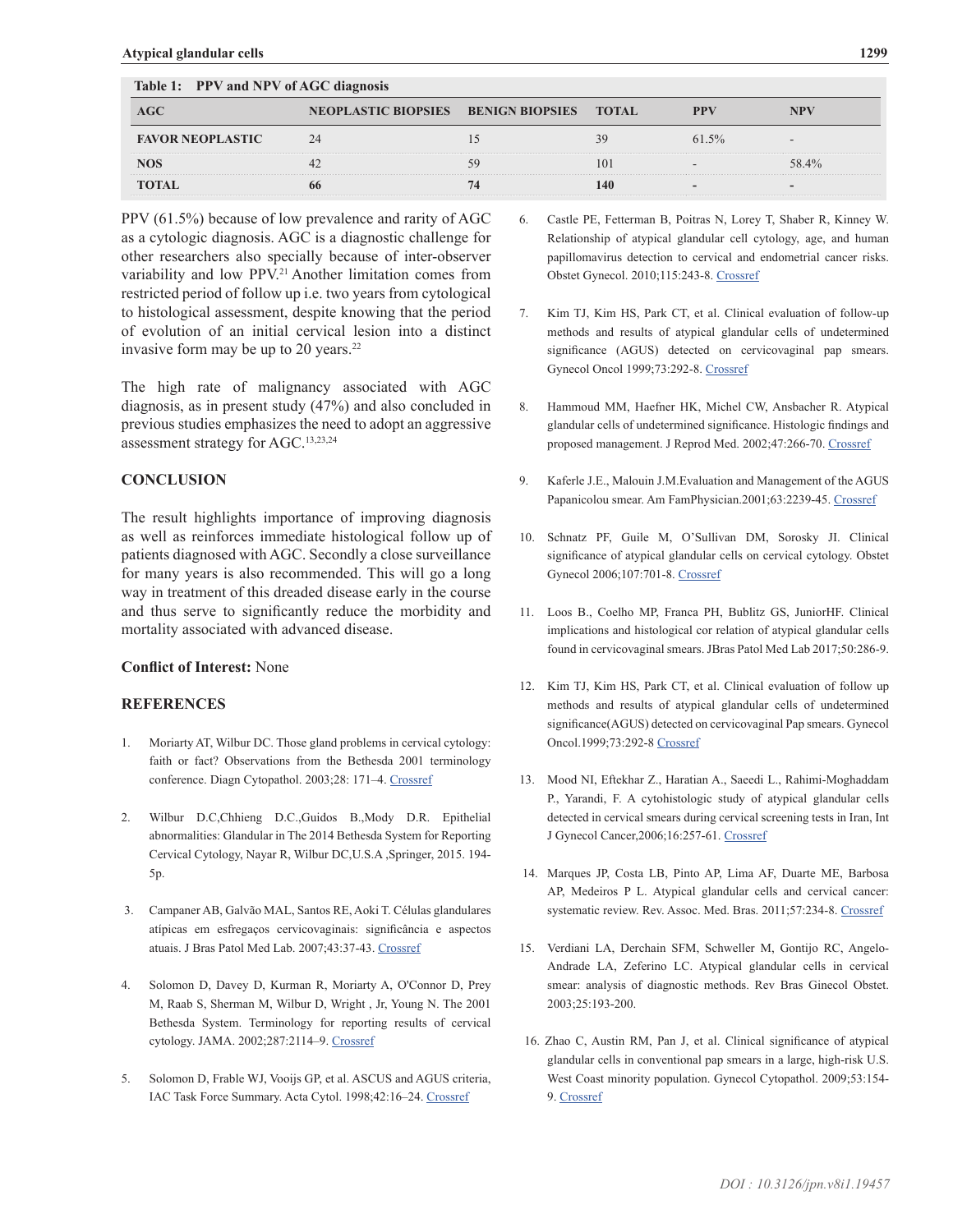Table 1: PPV and NPV of AGC diagnosis

| AGC | NEOPLASTIC BIOPSIES | BENIGN BIOPSIES | TOTAL | PPV | NPV |
|---|---|---|---|---|---|
| FAVOR NEOPLASTIC | 24 | 15 | 39 | 61.5% | - |
| NOS | 42 | 59 | 101 | - | 58.4% |
| **TOTAL** | **66** | **74** | **140** | **-** | **-** |

PPV (61.5%) because of low prevalence and rarity of AGC as a cytologic diagnosis. AGC is a diagnostic challenge for other researchers also specially because of inter-observer variability and low PPV.[21] Another limitation comes from restricted period of follow up i.e. two years from cytological to histological assessment, despite knowing that the period of evolution of an initial cervical lesion into a distinct invasive form may be up to 20 years.[22]

The high rate of malignancy associated with AGC diagnosis, as in present study (47%) and also concluded in previous studies emphasizes the need to adopt an aggressive assessment strategy for AGC.[13,23,24]

## CONCLUSION

The result highlights importance of improving diagnosis as well as reinforces immediate histological follow up of patients diagnosed with AGC. Secondly a close surveillance for many years is also recommended. This will go a long way in treatment of this dreaded disease early in the course and thus serve to significantly reduce the morbidity and mortality associated with advanced disease.

**Conflict of Interest:** None

## REFERENCES

1. Moriarty AT, Wilbur DC. Those gland problems in cervical cytology: faith or fact? Observations from the Bethesda 2001 terminology conference. Diagn Cytopathol. 2003;28: 171–4. Crossref

2. Wilbur D.C,Chhieng D.C.,Guidos B.,Mody D.R. Epithelial abnormalities: Glandular in The 2014 Bethesda System for Reporting Cervical Cytology, Nayar R, Wilbur DC,U.S.A ,Springer, 2015. 194-5p.

3. Campaner AB, Galvão MAL, Santos RE, Aoki T. Células glandulares atípicas em esfregaços cervicovaginais: significância e aspectos atuais. J Bras Patol Med Lab. 2007;43:37-43. Crossref

4. Solomon D, Davey D, Kurman R, Moriarty A, O'Connor D, Prey M, Raab S, Sherman M, Wilbur D, Wright , Jr, Young N. The 2001 Bethesda System. Terminology for reporting results of cervical cytology. JAMA. 2002;287:2114–9. Crossref

5. Solomon D, Frable WJ, Vooijs GP, et al. ASCUS and AGUS criteria, IAC Task Force Summary. Acta Cytol. 1998;42:16–24. Crossref

6. Castle PE, Fetterman B, Poitras N, Lorey T, Shaber R, Kinney W. Relationship of atypical glandular cell cytology, age, and human papillomavirus detection to cervical and endometrial cancer risks. Obstet Gynecol. 2010;115:243-8. Crossref

7. Kim TJ, Kim HS, Park CT, et al. Clinical evaluation of follow-up methods and results of atypical glandular cells of undetermined significance (AGUS) detected on cervicovaginal pap smears. Gynecol Oncol 1999;73:292-8. Crossref

8. Hammoud MM, Haefner HK, Michel CW, Ansbacher R. Atypical glandular cells of undetermined significance. Histologic findings and proposed management. J Reprod Med. 2002;47:266-70. Crossref

9. Kaferle J.E., Malouin J.M.Evaluation and Management of the AGUS Papanicolou smear. Am FamPhysician.2001;63:2239-45. Crossref

10. Schnatz PF, Guile M, O'Sullivan DM, Sorosky JI. Clinical significance of atypical glandular cells on cervical cytology. Obstet Gynecol 2006;107:701-8. Crossref

11. Loos B., Coelho MP, Franca PH, Bublitz GS, JuniorHF. Clinical implications and histological cor relation of atypical glandular cells found in cervicovaginal smears. JBras Patol Med Lab 2017;50:286-9.

12. Kim TJ, Kim HS, Park CT, et al. Clinical evaluation of follow up methods and results of atypical glandular cells of undetermined significance(AGUS) detected on cervicovaginal Pap smears. Gynecol Oncol.1999;73:292-8 Crossref

13. Mood NI, Eftekhar Z., Haratian A., Saeedi L., Rahimi-Moghaddam P., Yarandi, F. A cytohistologic study of atypical glandular cells detected in cervical smears during cervical screening tests in Iran, Int J Gynecol Cancer,2006;16:257-61. Crossref

14. Marques JP, Costa LB, Pinto AP, Lima AF, Duarte ME, Barbosa AP, Medeiros P L. Atypical glandular cells and cervical cancer: systematic review. Rev. Assoc. Med. Bras. 2011;57:234-8. Crossref

15. Verdiani LA, Derchain SFM, Schweller M, Gontijo RC, Angelo-Andrade LA, Zeferino LC. Atypical glandular cells in cervical smear: analysis of diagnostic methods. Rev Bras Ginecol Obstet. 2003;25:193-200.

16. Zhao C, Austin RM, Pan J, et al. Clinical significance of atypical glandular cells in conventional pap smears in a large, high-risk U.S. West Coast minority population. Gynecol Cytopathol. 2009;53:154-9. Crossref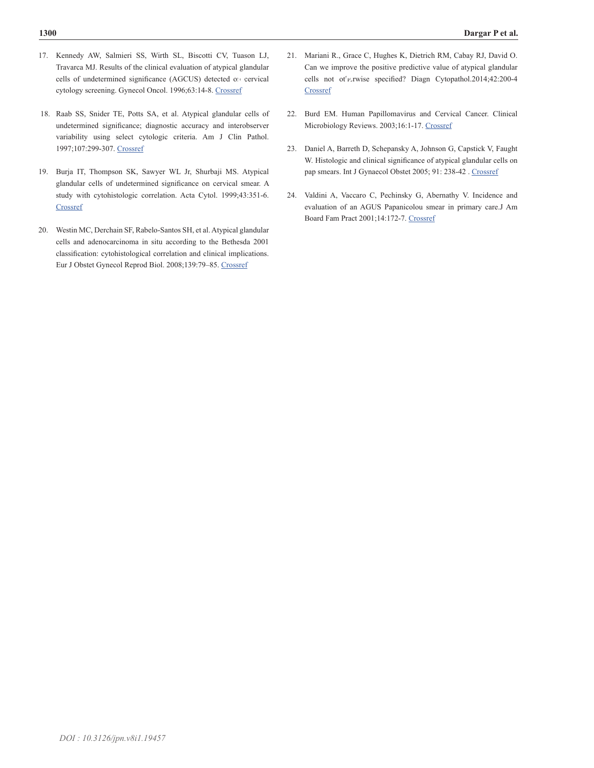17. Kennedy AW, Salmieri SS, Wirth SL, Biscotti CV, Tuason LJ, Travarca MJ. Results of the clinical evaluation of atypical glandular cells of undetermined significance (AGCUS) detected on cervical cytology screening. Gynecol Oncol. 1996;63:14-8. Crossref

18. Raab SS, Snider TE, Potts SA, et al. Atypical glandular cells of undetermined significance; diagnostic accuracy and interobserver variability using select cytologic criteria. Am J Clin Pathol. 1997;107:299-307. Crossref

19. Burja IT, Thompson SK, Sawyer WL Jr, Shurbaji MS. Atypical glandular cells of undetermined significance on cervical smear. A study with cytohistologic correlation. Acta Cytol. 1999;43:351-6. Crossref

20. Westin MC, Derchain SF, Rabelo-Santos SH, et al. Atypical glandular cells and adenocarcinoma in situ according to the Bethesda 2001 classification: cytohistological correlation and clinical implications. Eur J Obstet Gynecol Reprod Biol. 2008;139:79–85. Crossref

21. Mariani R., Grace C, Hughes K, Dietrich RM, Cabay RJ, David O. Can we improve the positive predictive value of atypical glandular cells not otherwise specified? Diagn Cytopathol.2014;42:200-4 Crossref

22. Burd EM. Human Papillomavirus and Cervical Cancer. Clinical Microbiology Reviews. 2003;16:1-17. Crossref

23. Daniel A, Barreth D, Schepansky A, Johnson G, Capstick V, Faught W. Histologic and clinical significance of atypical glandular cells on pap smears. Int J Gynaecol Obstet 2005; 91: 238-42 . Crossref

24. Valdini A, Vaccaro C, Pechinsky G, Abernathy V. Incidence and evaluation of an AGUS Papanicolou smear in primary care.J Am Board Fam Pract 2001;14:172-7. Crossref